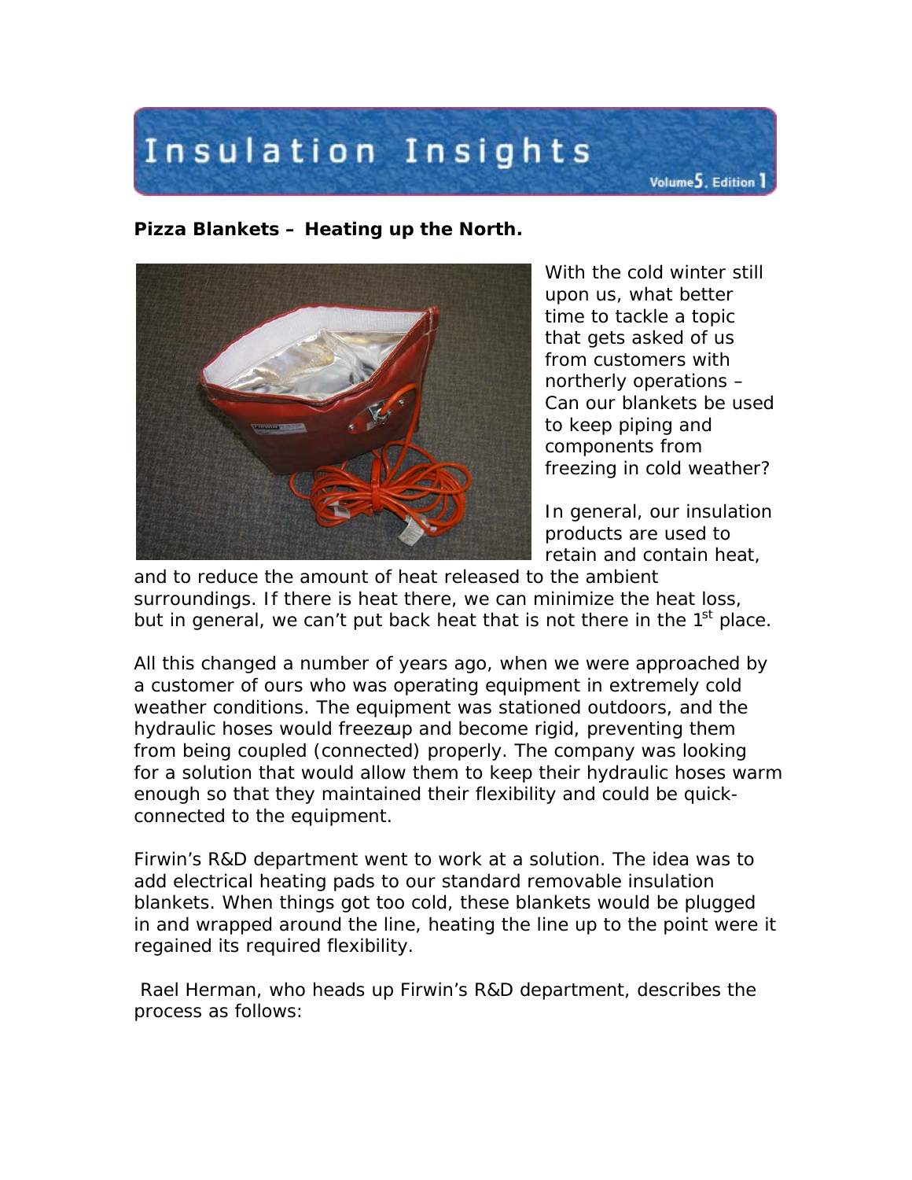# Insulation Insights

Volume 5, Edition 1

**Pizza Blankets – Heating up the North.**

With the cold winter still upon us, what better time to tackle a topic that gets asked of us from customers with northerly operations – Can our blankets be used to keep piping and components from freezing in cold weather?

In general, our insulation products are used to retain and contain heat, and to reduce the amount of heat released to the ambient surroundings. If there is heat there, we can minimize the heat loss, but in general, we can't put back heat that is not there in the 1st place.

All this changed a number of years ago, when we were approached by a customer of ours who was operating equipment in extremely cold weather conditions. The equipment was stationed outdoors, and the hydraulic hoses would freeze up and become rigid, preventing them from being coupled (connected) properly. The company was looking for a solution that would allow them to keep their hydraulic hoses warm enough so that they maintained their flexibility and could be quick-connected to the equipment.

Firwin's R&D department went to work at a solution. The idea was to add electrical heating pads to our standard removable insulation blankets. When things got too cold, these blankets would be plugged in and wrapped around the line, heating the line up to the point were it regained its required flexibility.

Rael Herman, who heads up Firwin's R&D department, describes the process as follows: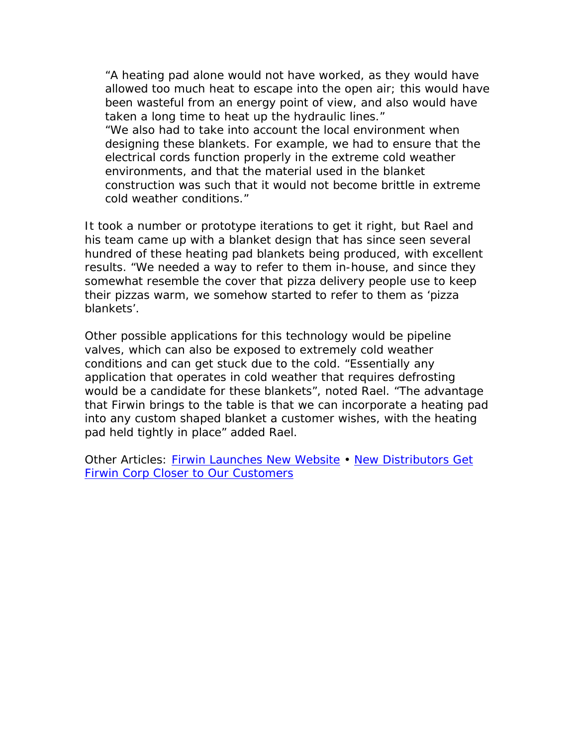> "A heating pad alone would not have worked, as they would have allowed too much heat to escape into the open air; this would have been wasteful from an energy point of view, and also would have taken a long time to heat up the hydraulic lines."
> "We also had to take into account the local environment when designing these blankets. For example, we had to ensure that the electrical cords function properly in the extreme cold weather environments, and that the material used in the blanket construction was such that it would not become brittle in extreme cold weather conditions."

It took a number or prototype iterations to get it right, but Rael and his team came up with a blanket design that has since seen several hundred of these heating pad blankets being produced, with excellent results. "We needed a way to refer to them in-house, and since they somewhat resemble the cover that pizza delivery people use to keep their pizzas warm, we somehow started to refer to them as 'pizza blankets'.

Other possible applications for this technology would be pipeline valves, which can also be exposed to extremely cold weather conditions and can get stuck due to the cold. "Essentially any application that operates in cold weather that requires defrosting would be a candidate for these blankets", noted Rael. "The advantage that Firwin brings to the table is that we can incorporate a heating pad into any custom shaped blanket a customer wishes, with the heating pad held tightly in place" added Rael.

Other Articles: Firwin Launches New Website • New Distributors Get Firwin Corp Closer to Our Customers